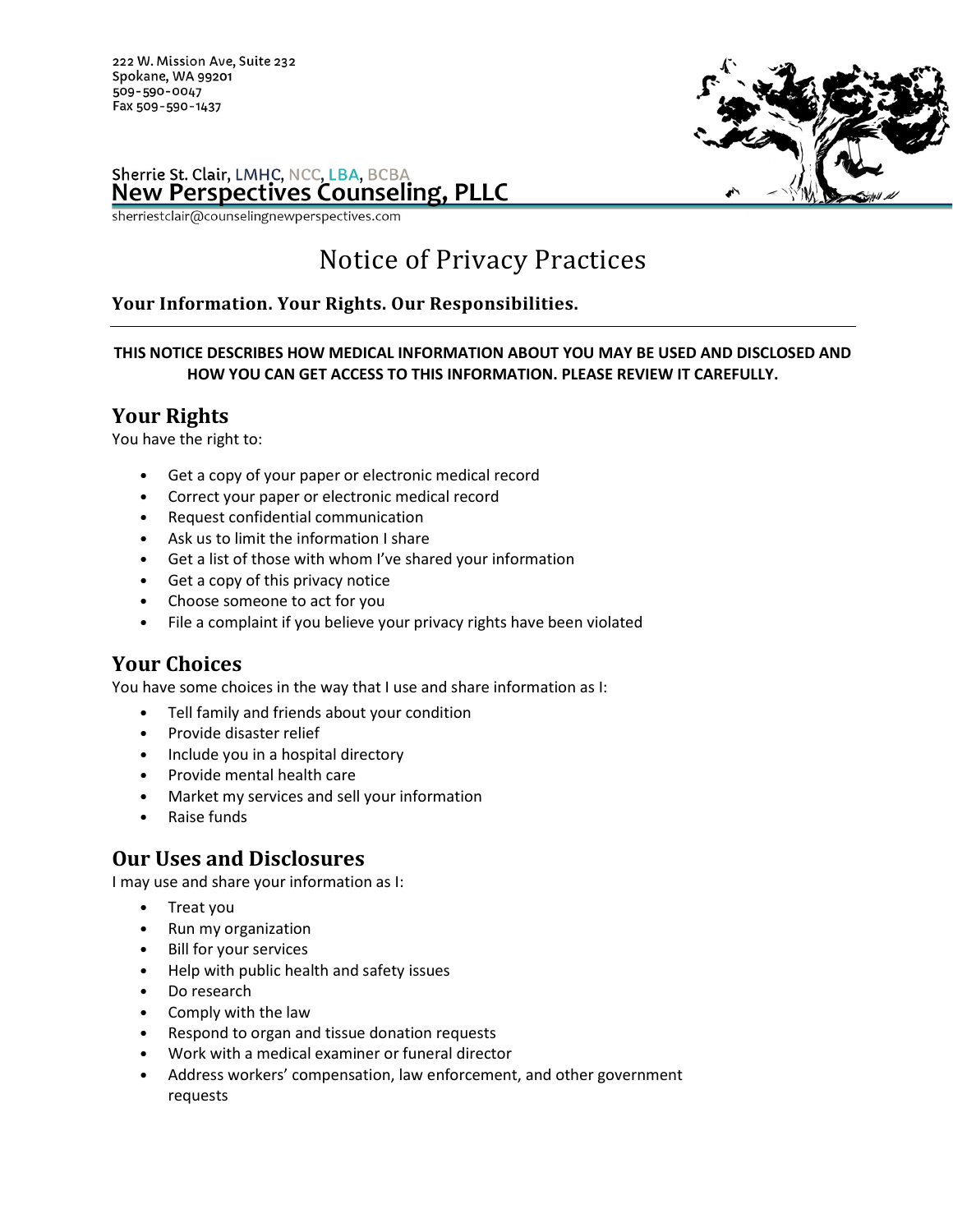222 W. Mission Ave, Suite 232
Spokane, WA 99201
509-590-0047
Fax 509-590-1437

Sherrie St. Clair, LMHC, NCC, LBA, BCBA
**New Perspectives Counseling, PLLC**
sherriestclair@counselingnewperspectives.com

# Notice of Privacy Practices

### Your Information. Your Rights. Our Responsibilities.

**THIS NOTICE DESCRIBES HOW MEDICAL INFORMATION ABOUT YOU MAY BE USED AND DISCLOSED AND HOW YOU CAN GET ACCESS TO THIS INFORMATION. PLEASE REVIEW IT CAREFULLY.**

## Your Rights

You have the right to:

- Get a copy of your paper or electronic medical record
- Correct your paper or electronic medical record
- Request confidential communication
- Ask us to limit the information I share
- Get a list of those with whom I've shared your information
- Get a copy of this privacy notice
- Choose someone to act for you
- File a complaint if you believe your privacy rights have been violated

## Your Choices

You have some choices in the way that I use and share information as I:

- Tell family and friends about your condition
- Provide disaster relief
- Include you in a hospital directory
- Provide mental health care
- Market my services and sell your information
- Raise funds

## Our Uses and Disclosures

I may use and share your information as I:

- Treat you
- Run my organization
- Bill for your services
- Help with public health and safety issues
- Do research
- Comply with the law
- Respond to organ and tissue donation requests
- Work with a medical examiner or funeral director
- Address workers' compensation, law enforcement, and other government requests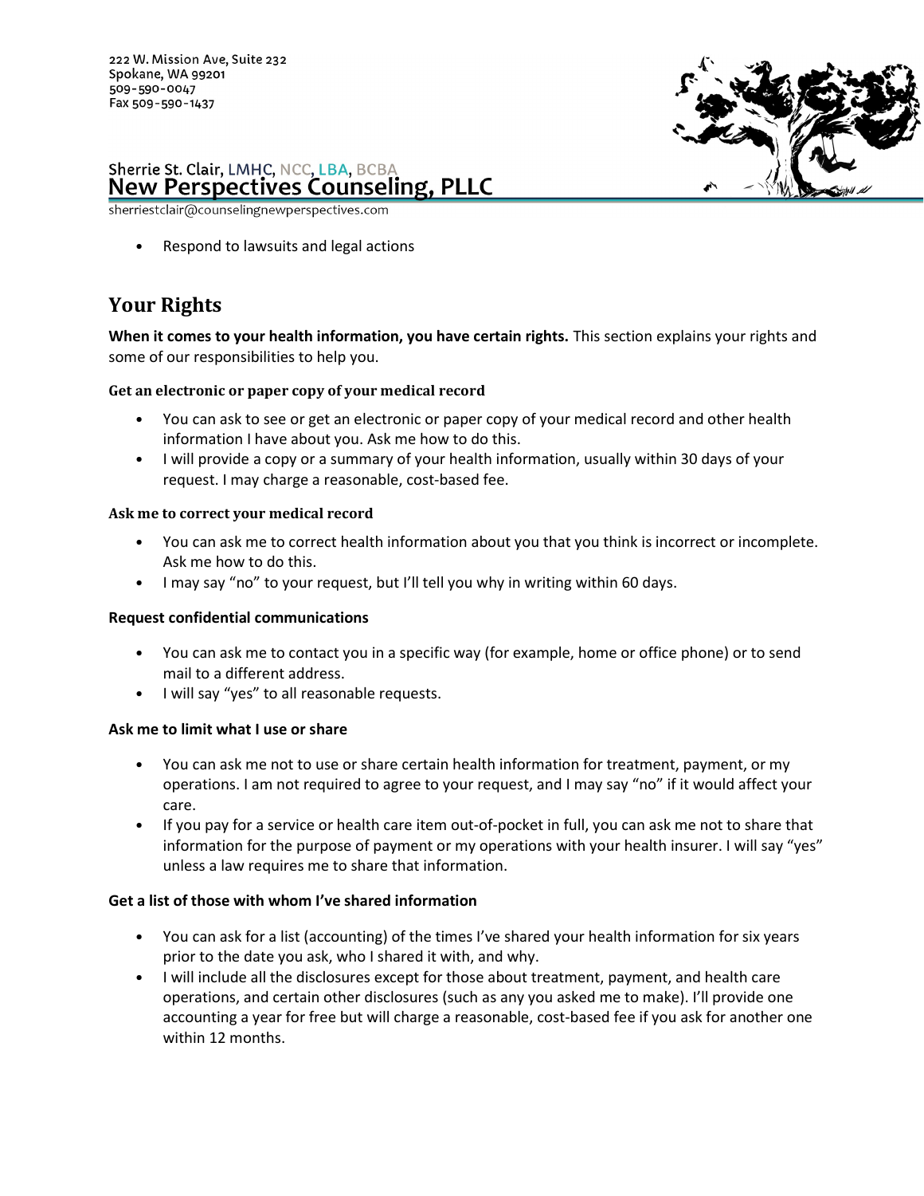- Respond to lawsuits and legal actions

## Your Rights

**When it comes to your health information, you have certain rights.** This section explains your rights and some of our responsibilities to help you.

### Get an electronic or paper copy of your medical record

- You can ask to see or get an electronic or paper copy of your medical record and other health information I have about you. Ask me how to do this.
- I will provide a copy or a summary of your health information, usually within 30 days of your request. I may charge a reasonable, cost-based fee.

### Ask me to correct your medical record

- You can ask me to correct health information about you that you think is incorrect or incomplete. Ask me how to do this.
- I may say "no" to your request, but I'll tell you why in writing within 60 days.

### Request confidential communications

- You can ask me to contact you in a specific way (for example, home or office phone) or to send mail to a different address.
- I will say "yes" to all reasonable requests.

### Ask me to limit what I use or share

- You can ask me not to use or share certain health information for treatment, payment, or my operations. I am not required to agree to your request, and I may say "no" if it would affect your care.
- If you pay for a service or health care item out-of-pocket in full, you can ask me not to share that information for the purpose of payment or my operations with your health insurer. I will say "yes" unless a law requires me to share that information.

### Get a list of those with whom I've shared information

- You can ask for a list (accounting) of the times I've shared your health information for six years prior to the date you ask, who I shared it with, and why.
- I will include all the disclosures except for those about treatment, payment, and health care operations, and certain other disclosures (such as any you asked me to make). I'll provide one accounting a year for free but will charge a reasonable, cost-based fee if you ask for another one within 12 months.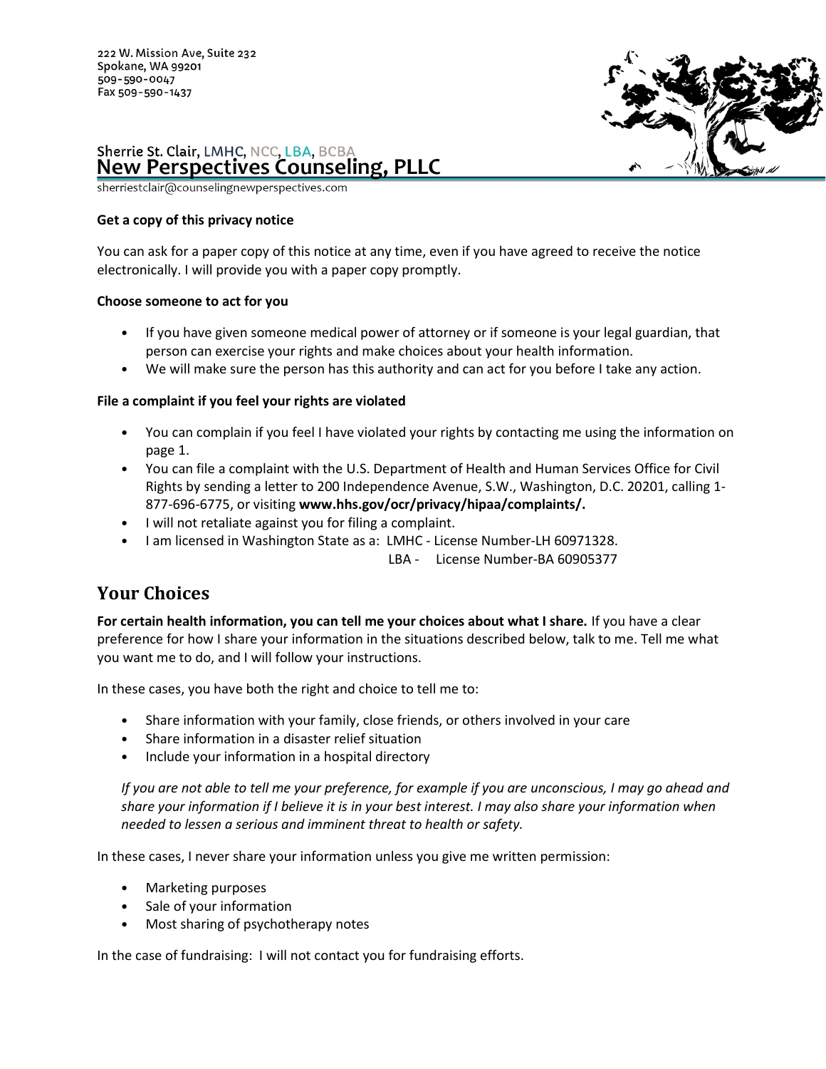222 W. Mission Ave, Suite 232
Spokane, WA 99201
509-590-0047
Fax 509-590-1437

Sherrie St. Clair, LMHC, NCC, LBA, BCBA
**New Perspectives Counseling, PLLC**
sherriestclair@counselingnewperspectives.com

**Get a copy of this privacy notice**

You can ask for a paper copy of this notice at any time, even if you have agreed to receive the notice electronically. I will provide you with a paper copy promptly.

**Choose someone to act for you**

- If you have given someone medical power of attorney or if someone is your legal guardian, that person can exercise your rights and make choices about your health information.
- We will make sure the person has this authority and can act for you before I take any action.

**File a complaint if you feel your rights are violated**

- You can complain if you feel I have violated your rights by contacting me using the information on page 1.
- You can file a complaint with the U.S. Department of Health and Human Services Office for Civil Rights by sending a letter to 200 Independence Avenue, S.W., Washington, D.C. 20201, calling 1-877-696-6775, or visiting **www.hhs.gov/ocr/privacy/hipaa/complaints/.**
- I will not retaliate against you for filing a complaint.
- I am licensed in Washington State as a: LMHC - License Number-LH 60971328.
  LBA - License Number-BA 60905377

## Your Choices

**For certain health information, you can tell me your choices about what I share.** If you have a clear preference for how I share your information in the situations described below, talk to me. Tell me what you want me to do, and I will follow your instructions.

In these cases, you have both the right and choice to tell me to:

- Share information with your family, close friends, or others involved in your care
- Share information in a disaster relief situation
- Include your information in a hospital directory

*If you are not able to tell me your preference, for example if you are unconscious, I may go ahead and share your information if I believe it is in your best interest. I may also share your information when needed to lessen a serious and imminent threat to health or safety.*

In these cases, I never share your information unless you give me written permission:

- Marketing purposes
- Sale of your information
- Most sharing of psychotherapy notes

In the case of fundraising: I will not contact you for fundraising efforts.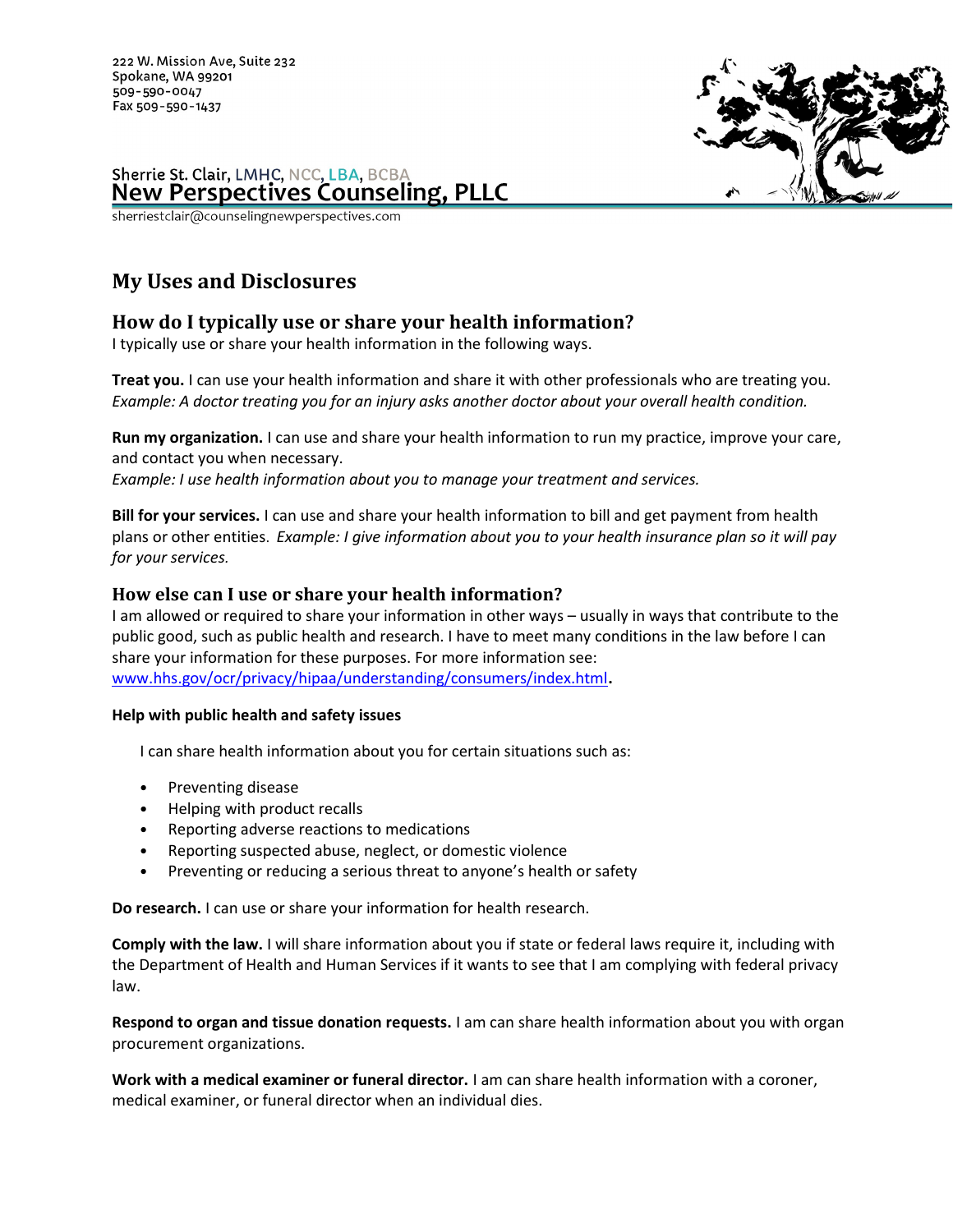222 W. Mission Ave, Suite 232
Spokane, WA 99201
509-590-0047
Fax 509-590-1437

Sherrie St. Clair, LMHC, NCC, LBA, BCBA
**New Perspectives Counseling, PLLC**
sherriestclair@counselingnewperspectives.com

# My Uses and Disclosures

## How do I typically use or share your health information?

I typically use or share your health information in the following ways.

**Treat you.** I can use your health information and share it with other professionals who are treating you.
*Example: A doctor treating you for an injury asks another doctor about your overall health condition.*

**Run my organization.** I can use and share your health information to run my practice, improve your care, and contact you when necessary.
*Example: I use health information about you to manage your treatment and services.*

**Bill for your services.** I can use and share your health information to bill and get payment from health plans or other entities. *Example: I give information about you to your health insurance plan so it will pay for your services.*

## How else can I use or share your health information?

I am allowed or required to share your information in other ways – usually in ways that contribute to the public good, such as public health and research. I have to meet many conditions in the law before I can share your information for these purposes. For more information see: www.hhs.gov/ocr/privacy/hipaa/understanding/consumers/index.html**.**

**Help with public health and safety issues**

I can share health information about you for certain situations such as:

- Preventing disease
- Helping with product recalls
- Reporting adverse reactions to medications
- Reporting suspected abuse, neglect, or domestic violence
- Preventing or reducing a serious threat to anyone's health or safety

**Do research.** I can use or share your information for health research.

**Comply with the law.** I will share information about you if state or federal laws require it, including with the Department of Health and Human Services if it wants to see that I am complying with federal privacy law.

**Respond to organ and tissue donation requests.** I am can share health information about you with organ procurement organizations.

**Work with a medical examiner or funeral director.** I am can share health information with a coroner, medical examiner, or funeral director when an individual dies.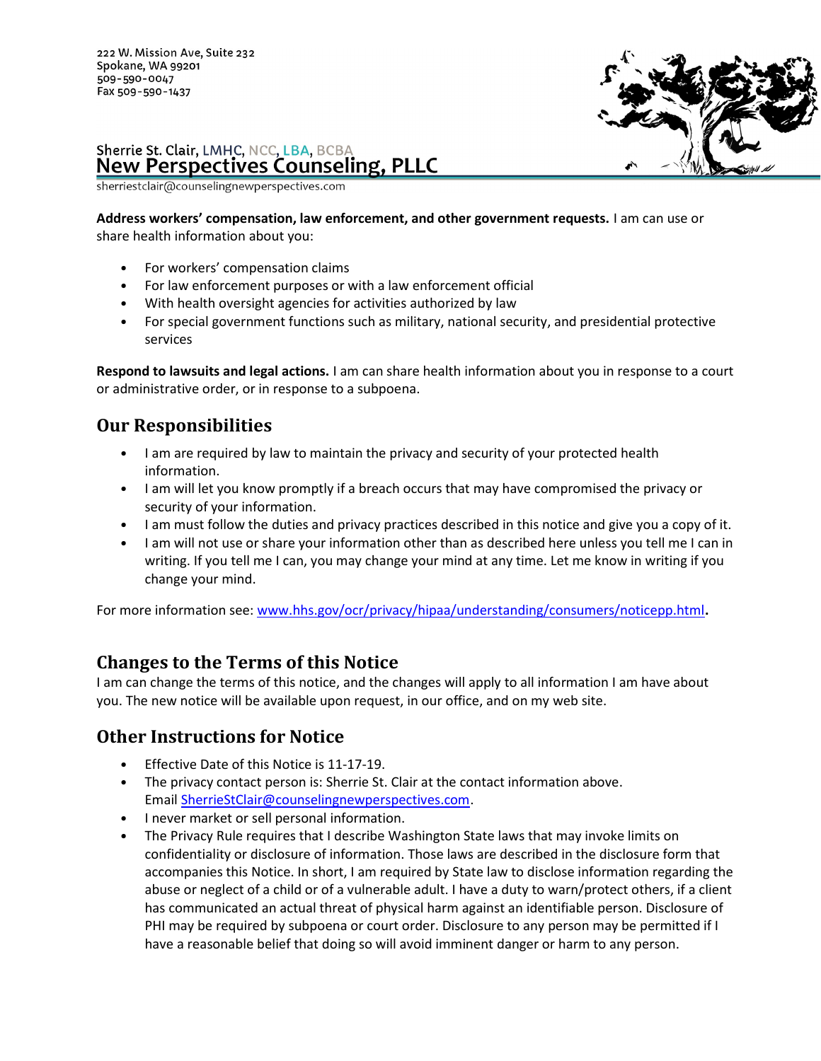222 W. Mission Ave, Suite 232
Spokane, WA 99201
509-590-0047
Fax 509-590-1437

Sherrie St. Clair, LMHC, NCC, LBA, BCBA
**New Perspectives Counseling, PLLC**
sherriestclair@counselingnewperspectives.com

**Address workers' compensation, law enforcement, and other government requests.** I am can use or share health information about you:

- For workers' compensation claims
- For law enforcement purposes or with a law enforcement official
- With health oversight agencies for activities authorized by law
- For special government functions such as military, national security, and presidential protective services

**Respond to lawsuits and legal actions.** I am can share health information about you in response to a court or administrative order, or in response to a subpoena.

## Our Responsibilities

- I am are required by law to maintain the privacy and security of your protected health information.
- I am will let you know promptly if a breach occurs that may have compromised the privacy or security of your information.
- I am must follow the duties and privacy practices described in this notice and give you a copy of it.
- I am will not use or share your information other than as described here unless you tell me I can in writing. If you tell me I can, you may change your mind at any time. Let me know in writing if you change your mind.

For more information see: www.hhs.gov/ocr/privacy/hipaa/understanding/consumers/noticepp.html.

## Changes to the Terms of this Notice

I am can change the terms of this notice, and the changes will apply to all information I am have about you. The new notice will be available upon request, in our office, and on my web site.

## Other Instructions for Notice

- Effective Date of this Notice is 11-17-19.
- The privacy contact person is: Sherrie St. Clair at the contact information above. Email SherrieStClair@counselingnewperspectives.com.
- I never market or sell personal information.
- The Privacy Rule requires that I describe Washington State laws that may invoke limits on confidentiality or disclosure of information. Those laws are described in the disclosure form that accompanies this Notice. In short, I am required by State law to disclose information regarding the abuse or neglect of a child or of a vulnerable adult. I have a duty to warn/protect others, if a client has communicated an actual threat of physical harm against an identifiable person. Disclosure of PHI may be required by subpoena or court order. Disclosure to any person may be permitted if I have a reasonable belief that doing so will avoid imminent danger or harm to any person.